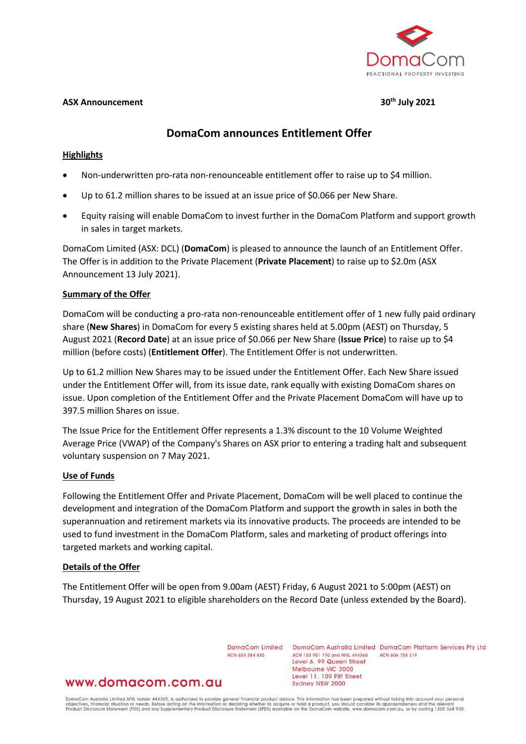**ASX Announcement** **30th July 2021**

# DomaCom announces Entitlement Offer

## Highlights

- Non-underwritten pro-rata non-renounceable entitlement offer to raise up to $4 million.
- Up to 61.2 million shares to be issued at an issue price of $0.066 per New Share.
- Equity raising will enable DomaCom to invest further in the DomaCom Platform and support growth in sales in target markets.

DomaCom Limited (ASX: DCL) (**DomaCom**) is pleased to announce the launch of an Entitlement Offer. The Offer is in addition to the Private Placement (**Private Placement**) to raise up to $2.0m (ASX Announcement 13 July 2021).

## Summary of the Offer

DomaCom will be conducting a pro-rata non-renounceable entitlement offer of 1 new fully paid ordinary share (**New Shares**) in DomaCom for every 5 existing shares held at 5.00pm (AEST) on Thursday, 5 August 2021 (**Record Date**) at an issue price of $0.066 per New Share (**Issue Price**) to raise up to $4 million (before costs) (**Entitlement Offer**). The Entitlement Offer is not underwritten.

Up to 61.2 million New Shares may to be issued under the Entitlement Offer. Each New Share issued under the Entitlement Offer will, from its issue date, rank equally with existing DomaCom shares on issue. Upon completion of the Entitlement Offer and the Private Placement DomaCom will have up to 397.5 million Shares on issue.

The Issue Price for the Entitlement Offer represents a 1.3% discount to the 10 Volume Weighted Average Price (VWAP) of the Company's Shares on ASX prior to entering a trading halt and subsequent voluntary suspension on 7 May 2021.

## Use of Funds

Following the Entitlement Offer and Private Placement, DomaCom will be well placed to continue the development and integration of the DomaCom Platform and support the growth in sales in both the superannuation and retirement markets via its innovative products. The proceeds are intended to be used to fund investment in the DomaCom Platform, sales and marketing of product offerings into targeted markets and working capital.

## Details of the Offer

The Entitlement Offer will be open from 9.00am (AEST) Friday, 6 August 2021 to 5:00pm (AEST) on Thursday, 19 August 2021 to eligible shareholders on the Record Date (unless extended by the Board).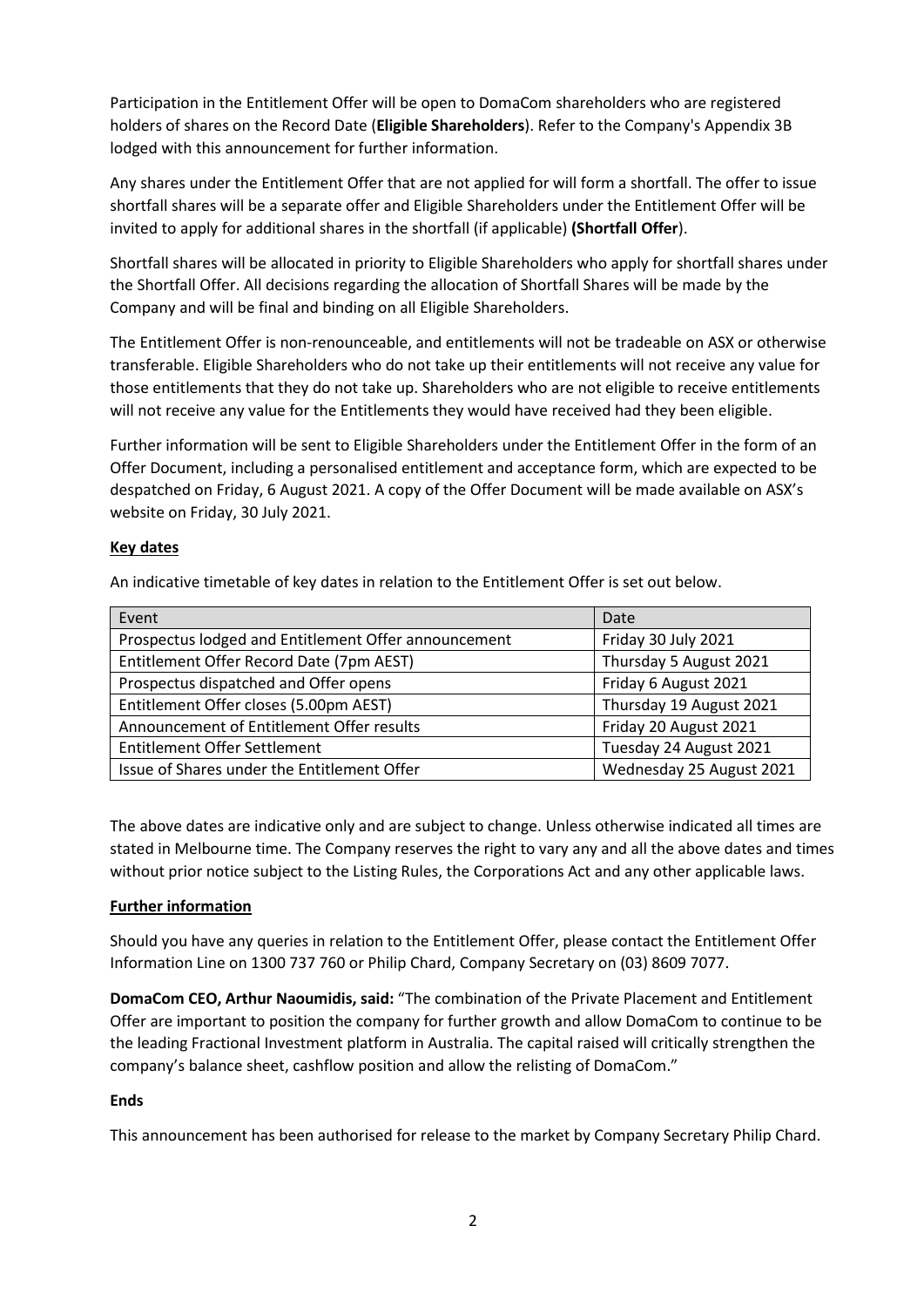Participation in the Entitlement Offer will be open to DomaCom shareholders who are registered holders of shares on the Record Date (**Eligible Shareholders**). Refer to the Company's Appendix 3B lodged with this announcement for further information.

Any shares under the Entitlement Offer that are not applied for will form a shortfall. The offer to issue shortfall shares will be a separate offer and Eligible Shareholders under the Entitlement Offer will be invited to apply for additional shares in the shortfall (if applicable) **(Shortfall Offer**).

Shortfall shares will be allocated in priority to Eligible Shareholders who apply for shortfall shares under the Shortfall Offer. All decisions regarding the allocation of Shortfall Shares will be made by the Company and will be final and binding on all Eligible Shareholders.

The Entitlement Offer is non-renounceable, and entitlements will not be tradeable on ASX or otherwise transferable. Eligible Shareholders who do not take up their entitlements will not receive any value for those entitlements that they do not take up. Shareholders who are not eligible to receive entitlements will not receive any value for the Entitlements they would have received had they been eligible.

Further information will be sent to Eligible Shareholders under the Entitlement Offer in the form of an Offer Document, including a personalised entitlement and acceptance form, which are expected to be despatched on Friday, 6 August 2021. A copy of the Offer Document will be made available on ASX's website on Friday, 30 July 2021.

**Key dates**

An indicative timetable of key dates in relation to the Entitlement Offer is set out below.

| Event | Date |
|---|---|
| Prospectus lodged and Entitlement Offer announcement | Friday 30 July 2021 |
| Entitlement Offer Record Date (7pm AEST) | Thursday 5 August 2021 |
| Prospectus dispatched and Offer opens | Friday 6 August 2021 |
| Entitlement Offer closes (5.00pm AEST) | Thursday 19 August 2021 |
| Announcement of Entitlement Offer results | Friday 20 August 2021 |
| Entitlement Offer Settlement | Tuesday 24 August 2021 |
| Issue of Shares under the Entitlement Offer | Wednesday 25 August 2021 |

The above dates are indicative only and are subject to change. Unless otherwise indicated all times are stated in Melbourne time. The Company reserves the right to vary any and all the above dates and times without prior notice subject to the Listing Rules, the Corporations Act and any other applicable laws.

**Further information**

Should you have any queries in relation to the Entitlement Offer, please contact the Entitlement Offer Information Line on 1300 737 760 or Philip Chard, Company Secretary on (03) 8609 7077.

**DomaCom CEO, Arthur Naoumidis, said:** "The combination of the Private Placement and Entitlement Offer are important to position the company for further growth and allow DomaCom to continue to be the leading Fractional Investment platform in Australia. The capital raised will critically strengthen the company's balance sheet, cashflow position and allow the relisting of DomaCom."

**Ends**

This announcement has been authorised for release to the market by Company Secretary Philip Chard.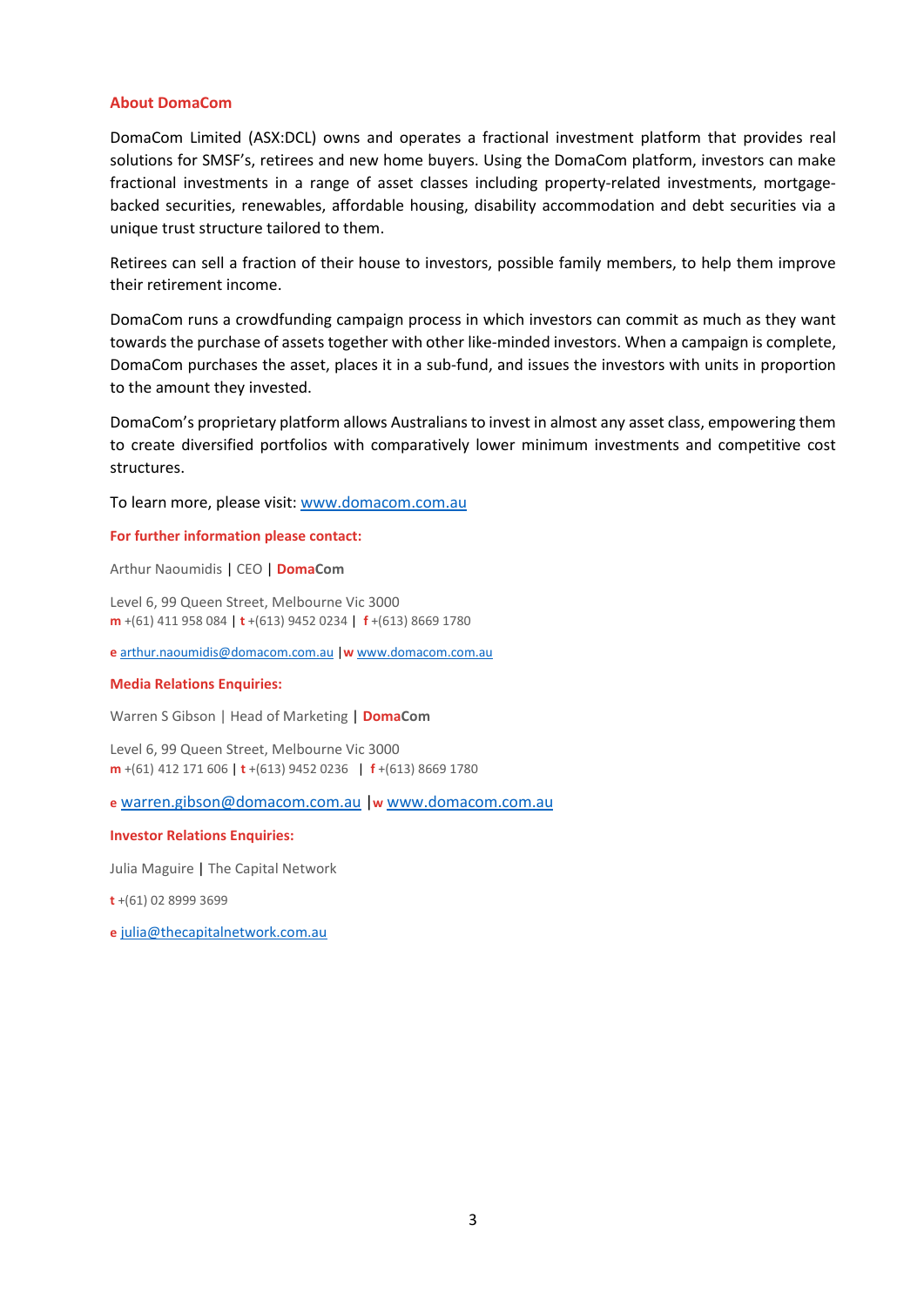## About DomaCom

DomaCom Limited (ASX:DCL) owns and operates a fractional investment platform that provides real solutions for SMSF's, retirees and new home buyers. Using the DomaCom platform, investors can make fractional investments in a range of asset classes including property-related investments, mortgage-backed securities, renewables, affordable housing, disability accommodation and debt securities via a unique trust structure tailored to them.

Retirees can sell a fraction of their house to investors, possible family members, to help them improve their retirement income.

DomaCom runs a crowdfunding campaign process in which investors can commit as much as they want towards the purchase of assets together with other like-minded investors. When a campaign is complete, DomaCom purchases the asset, places it in a sub-fund, and issues the investors with units in proportion to the amount they invested.

DomaCom's proprietary platform allows Australians to invest in almost any asset class, empowering them to create diversified portfolios with comparatively lower minimum investments and competitive cost structures.

To learn more, please visit: [www.domacom.com.au](http://www.domacom.com.au)

**For further information please contact:**

Arthur Naoumidis | CEO | **DomaCom**

Level 6, 99 Queen Street, Melbourne Vic 3000
**m** +(61) 411 958 084 | **t** +(613) 9452 0234 | **f** +(613) 8669 1780

**e** arthur.naoumidis@domacom.com.au | **w** www.domacom.com.au

**Media Relations Enquiries:**

Warren S Gibson | Head of Marketing | **DomaCom**

Level 6, 99 Queen Street, Melbourne Vic 3000
**m** +(61) 412 171 606 | **t** +(613) 9452 0236 | **f** +(613) 8669 1780

**e** warren.gibson@domacom.com.au | **w** www.domacom.com.au

**Investor Relations Enquiries:**

Julia Maguire | The Capital Network

**t** +(61) 02 8999 3699

**e** julia@thecapitalnetwork.com.au